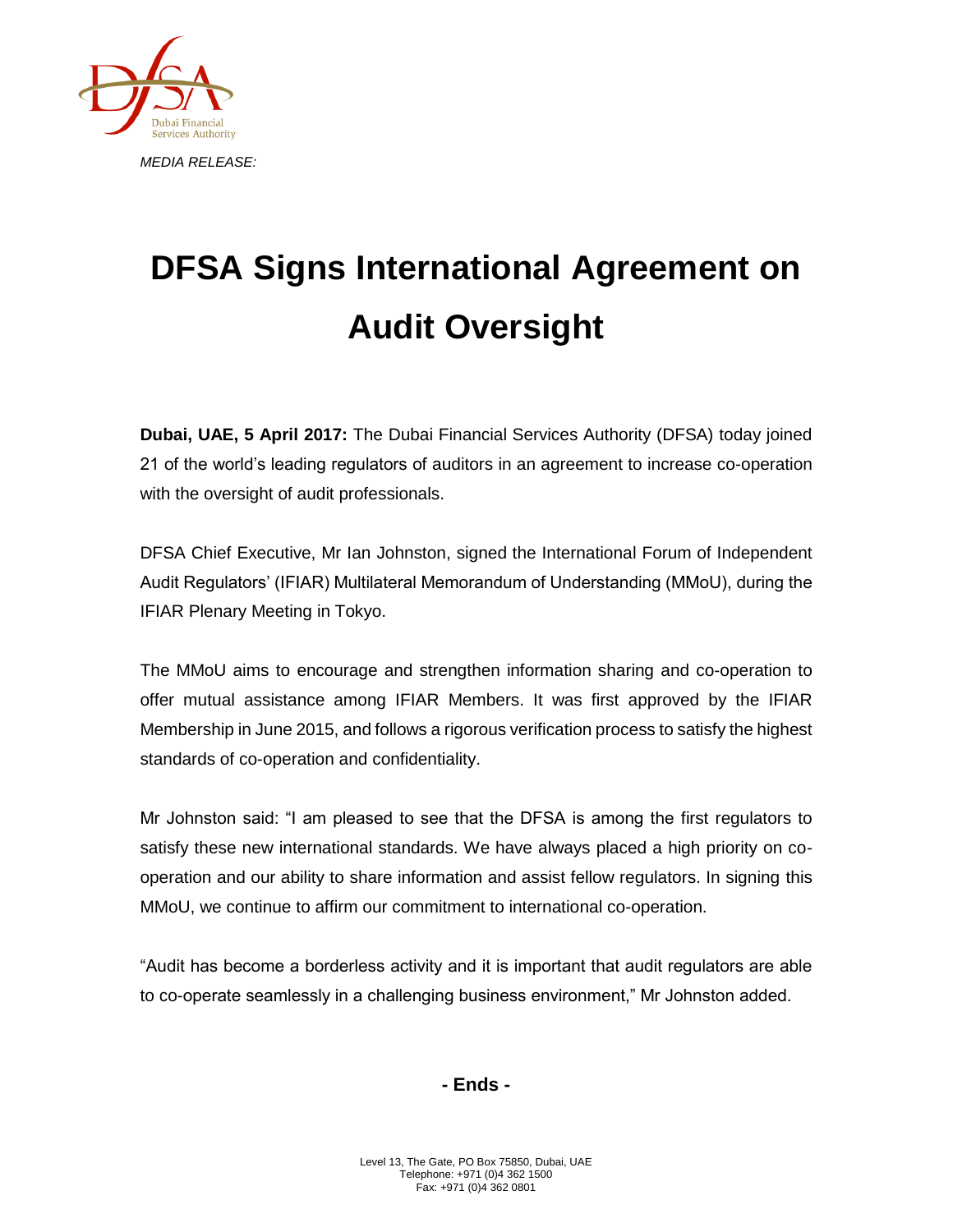*MEDIA RELEASE:*

# DFSA Signs International Agreement on Audit Oversight

**Dubai, UAE, 5 April 2017:** The Dubai Financial Services Authority (DFSA) today joined 21 of the world's leading regulators of auditors in an agreement to increase co-operation with the oversight of audit professionals.

DFSA Chief Executive, Mr Ian Johnston, signed the International Forum of Independent Audit Regulators' (IFIAR) Multilateral Memorandum of Understanding (MMoU), during the IFIAR Plenary Meeting in Tokyo.

The MMoU aims to encourage and strengthen information sharing and co-operation to offer mutual assistance among IFIAR Members. It was first approved by the IFIAR Membership in June 2015, and follows a rigorous verification process to satisfy the highest standards of co-operation and confidentiality.

Mr Johnston said: "I am pleased to see that the DFSA is among the first regulators to satisfy these new international standards. We have always placed a high priority on co-operation and our ability to share information and assist fellow regulators. In signing this MMoU, we continue to affirm our commitment to international co-operation.

"Audit has become a borderless activity and it is important that audit regulators are able to co-operate seamlessly in a challenging business environment," Mr Johnston added.

**- Ends -**

Level 13, The Gate, PO Box 75850, Dubai, UAE
Telephone: +971 (0)4 362 1500
Fax: +971 (0)4 362 0801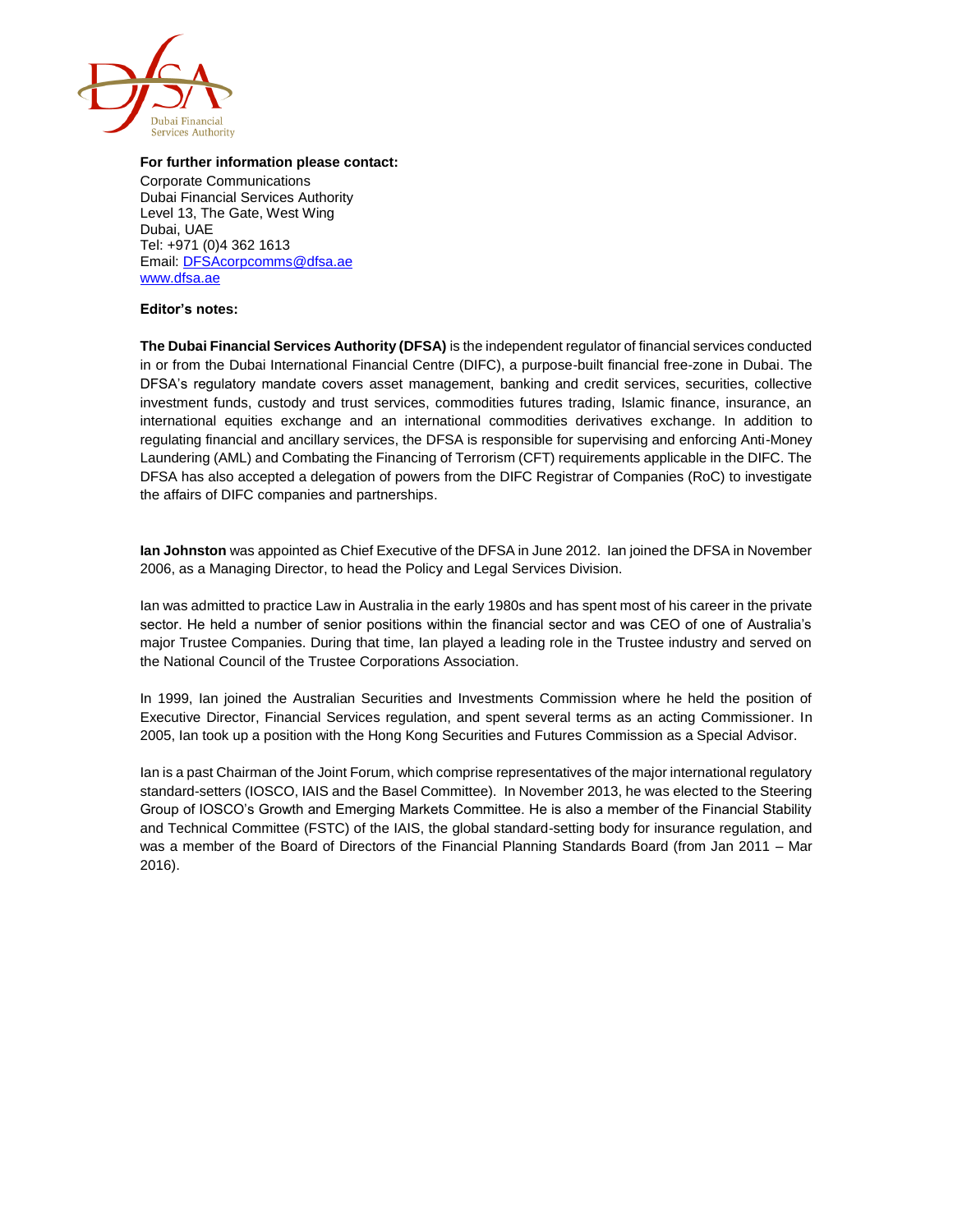**For further information please contact:**
Corporate Communications
Dubai Financial Services Authority
Level 13, The Gate, West Wing
Dubai, UAE
Tel: +971 (0)4 362 1613
Email: DFSAcorpcomms@dfsa.ae
www.dfsa.ae

**Editor's notes:**

**The Dubai Financial Services Authority (DFSA)** is the independent regulator of financial services conducted in or from the Dubai International Financial Centre (DIFC), a purpose-built financial free-zone in Dubai. The DFSA's regulatory mandate covers asset management, banking and credit services, securities, collective investment funds, custody and trust services, commodities futures trading, Islamic finance, insurance, an international equities exchange and an international commodities derivatives exchange. In addition to regulating financial and ancillary services, the DFSA is responsible for supervising and enforcing Anti-Money Laundering (AML) and Combating the Financing of Terrorism (CFT) requirements applicable in the DIFC. The DFSA has also accepted a delegation of powers from the DIFC Registrar of Companies (RoC) to investigate the affairs of DIFC companies and partnerships.

**Ian Johnston** was appointed as Chief Executive of the DFSA in June 2012. Ian joined the DFSA in November 2006, as a Managing Director, to head the Policy and Legal Services Division.

Ian was admitted to practice Law in Australia in the early 1980s and has spent most of his career in the private sector. He held a number of senior positions within the financial sector and was CEO of one of Australia's major Trustee Companies. During that time, Ian played a leading role in the Trustee industry and served on the National Council of the Trustee Corporations Association.

In 1999, Ian joined the Australian Securities and Investments Commission where he held the position of Executive Director, Financial Services regulation, and spent several terms as an acting Commissioner. In 2005, Ian took up a position with the Hong Kong Securities and Futures Commission as a Special Advisor.

Ian is a past Chairman of the Joint Forum, which comprise representatives of the major international regulatory standard-setters (IOSCO, IAIS and the Basel Committee). In November 2013, he was elected to the Steering Group of IOSCO's Growth and Emerging Markets Committee. He is also a member of the Financial Stability and Technical Committee (FSTC) of the IAIS, the global standard-setting body for insurance regulation, and was a member of the Board of Directors of the Financial Planning Standards Board (from Jan 2011 – Mar 2016).